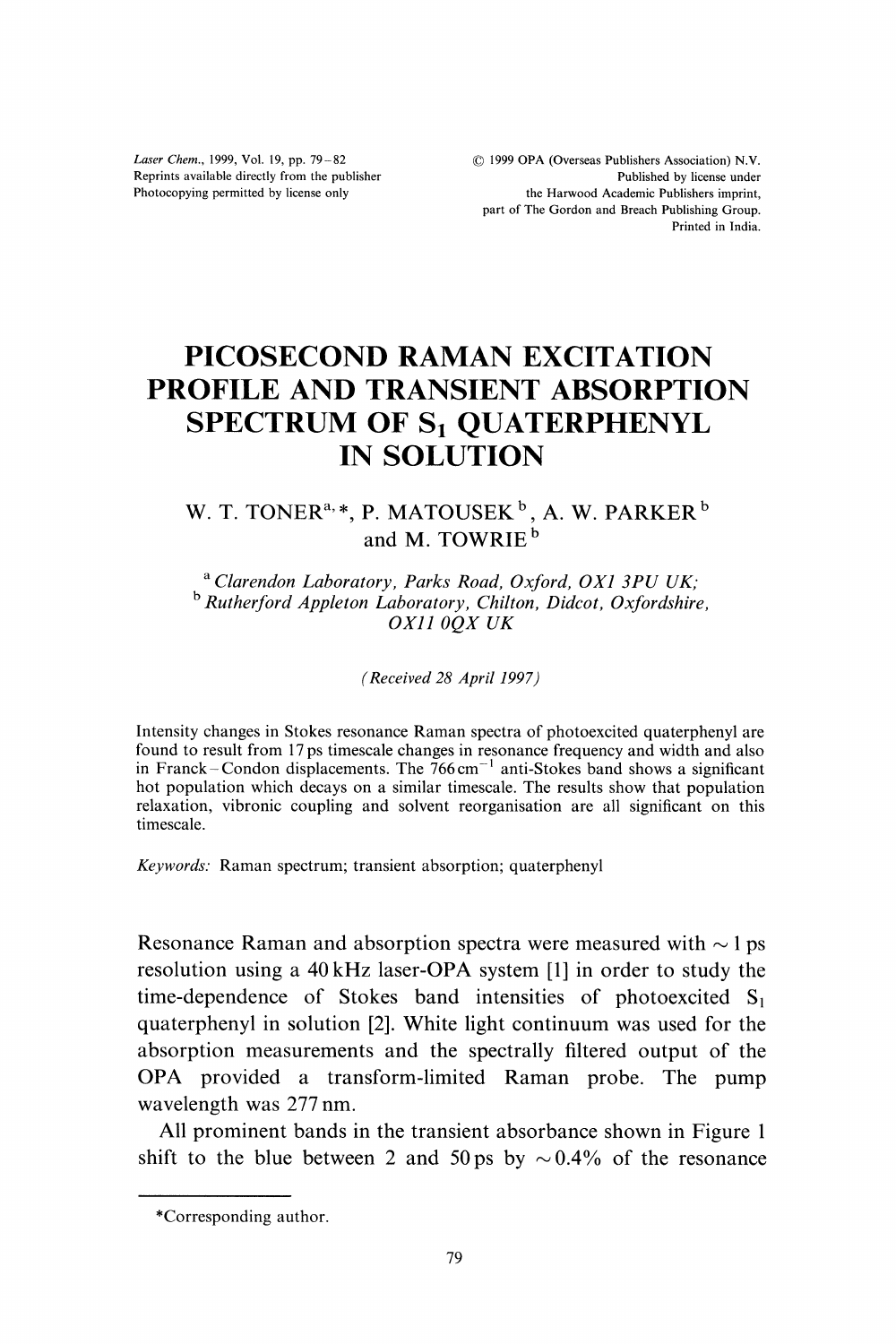# PICOSECOND RAMAN EXCITATION PROFILE AND TRANSIENT ABSORPTION SPECTRUM OF $S_1$ QUATERPHENYL IN SOLUTION

W. T. TONER[a,*], P. MATOUSEK[b], A. W. PARKER[b] and M. TOWRIE[b]

[a] *Clarendon Laboratory, Parks Road, Oxford, OX1 3PU UK;*
[b] *Rutherford Appleton Laboratory, Chilton, Didcot, Oxfordshire, OX11 0QX UK*

*(Received 28 April 1997)*

Intensity changes in Stokes resonance Raman spectra of photoexcited quaterphenyl are found to result from 17 ps timescale changes in resonance frequency and width and also in Franck–Condon displacements. The 766 $cm^{-1}$ anti-Stokes band shows a significant hot population which decays on a similar timescale. The results show that population relaxation, vibronic coupling and solvent reorganisation are all significant on this timescale.

*Keywords:* Raman spectrum; transient absorption; quaterphenyl

Resonance Raman and absorption spectra were measured with $\sim 1$ ps resolution using a 40 kHz laser-OPA system [1] in order to study the time-dependence of Stokes band intensities of photoexcited $S_1$ quaterphenyl in solution [2]. White light continuum was used for the absorption measurements and the spectrally filtered output of the OPA provided a transform-limited Raman probe. The pump wavelength was 277 nm.

All prominent bands in the transient absorbance shown in Figure 1 shift to the blue between 2 and 50 ps by $\sim 0.4\%$ of the resonance

*Corresponding author.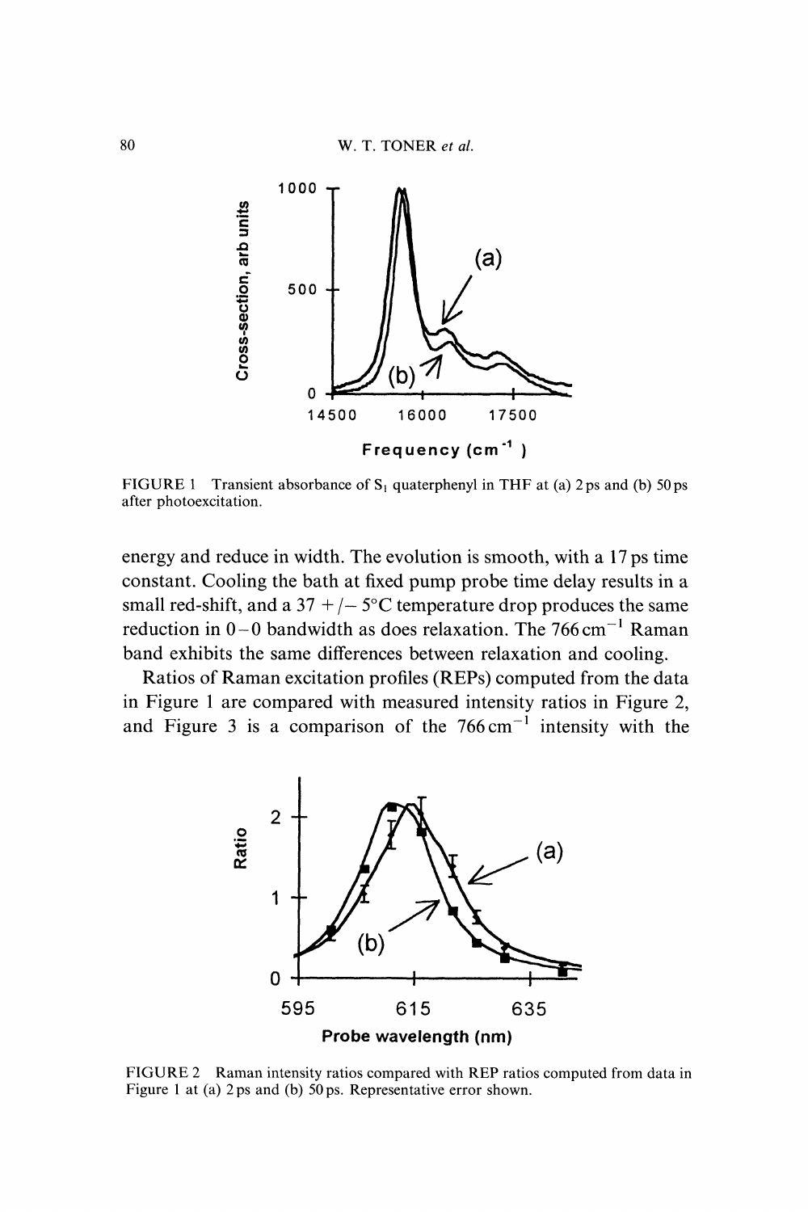FIGURE 1 Transient absorbance of $S_1$ quaterphenyl in THF at (a) 2 ps and (b) 50 ps after photoexcitation.

energy and reduce in width. The evolution is smooth, with a 17 ps time constant. Cooling the bath at fixed pump probe time delay results in a small red-shift, and a 37 +/− 5°C temperature drop produces the same reduction in 0−0 bandwidth as does relaxation. The 766 $cm^{-1}$ Raman band exhibits the same differences between relaxation and cooling.

Ratios of Raman excitation profiles (REPs) computed from the data in Figure 1 are compared with measured intensity ratios in Figure 2, and Figure 3 is a comparison of the 766 $cm^{-1}$ intensity with the

FIGURE 2 Raman intensity ratios compared with REP ratios computed from data in Figure 1 at (a) 2 ps and (b) 50 ps. Representative error shown.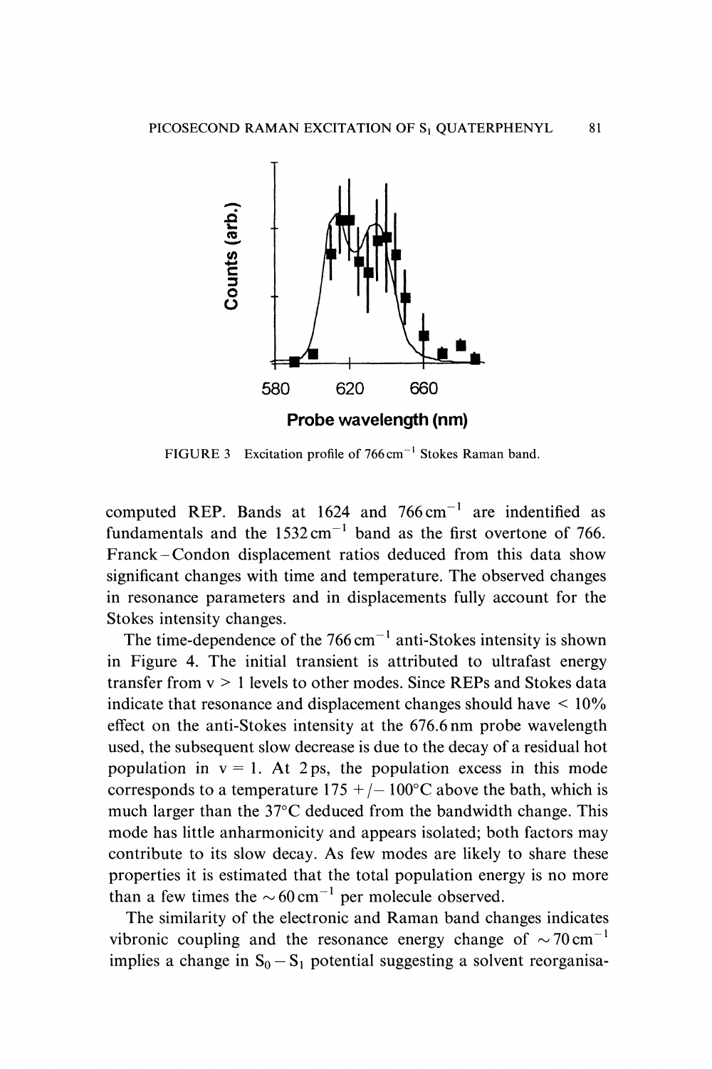FIGURE 3 Excitation profile of $766\,cm^{-1}$ Stokes Raman band.

computed REP. Bands at 1624 and $766\,cm^{-1}$ are indentified as fundamentals and the $1532\,cm^{-1}$ band as the first overtone of 766. Franck–Condon displacement ratios deduced from this data show significant changes with time and temperature. The observed changes in resonance parameters and in displacements fully account for the Stokes intensity changes.

The time-dependence of the $766\,cm^{-1}$ anti-Stokes intensity is shown in Figure 4. The initial transient is attributed to ultrafast energy transfer from $v > 1$ levels to other modes. Since REPs and Stokes data indicate that resonance and displacement changes should have $< 10\%$ effect on the anti-Stokes intensity at the 676.6 nm probe wavelength used, the subsequent slow decrease is due to the decay of a residual hot population in $v = 1$. At 2 ps, the population excess in this mode corresponds to a temperature 175 +/− 100°C above the bath, which is much larger than the 37°C deduced from the bandwidth change. This mode has little anharmonicity and appears isolated; both factors may contribute to its slow decay. As few modes are likely to share these properties it is estimated that the total population energy is no more than a few times the $\sim 60\,cm^{-1}$ per molecule observed.

The similarity of the electronic and Raman band changes indicates vibronic coupling and the resonance energy change of $\sim 70\,cm^{-1}$ implies a change in $S_0 - S_1$ potential suggesting a solvent reorganisa-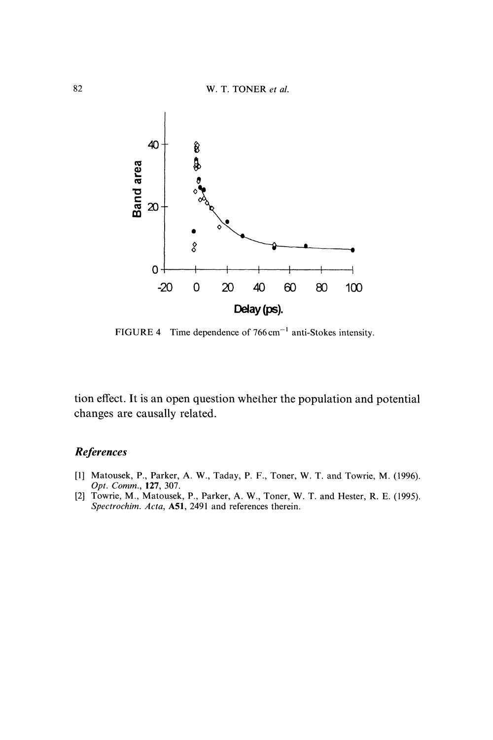Band area

40

20

0

-20 0 20 40 60 80 100

Delay (ps).

FIGURE 4 Time dependence of $766\,cm^{-1}$ anti-Stokes intensity.

tion effect. It is an open question whether the population and potential changes are causally related.

### *References*

[1] Matousek, P., Parker, A. W., Taday, P. F., Toner, W. T. and Towrie, M. (1996). *Opt. Comm.*, **127**, 307.

[2] Towrie, M., Matousek, P., Parker, A. W., Toner, W. T. and Hester, R. E. (1995). *Spectrochim. Acta*, **A51**, 2491 and references therein.